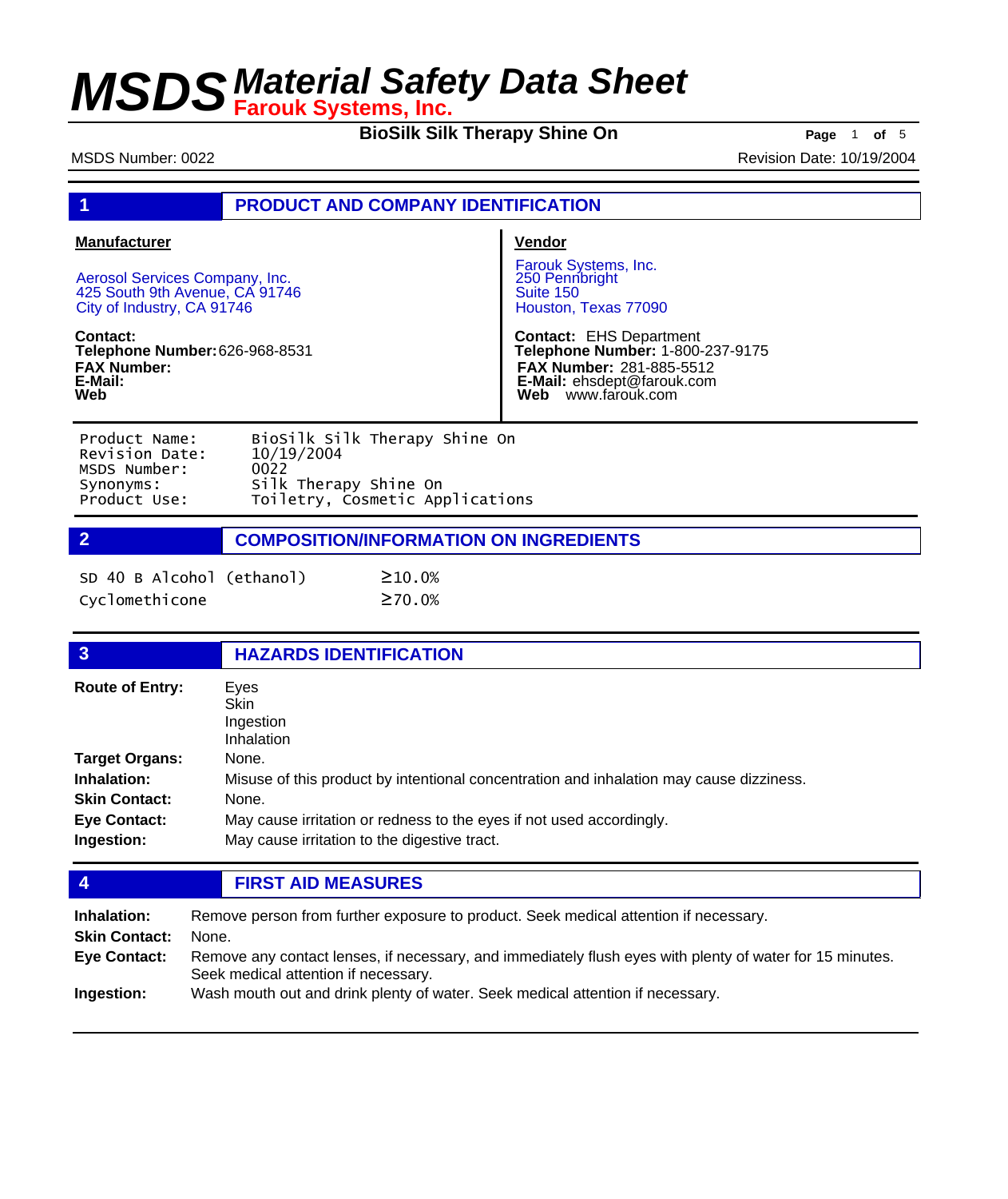# MSDS Material Safety Data Sheet

**Farouk Systems, Inc.**

**BioSilk Silk Therapy Shine On**

MSDS Number: 0022

Revision Date: 10/19/2004

## 1 PRODUCT AND COMPANY IDENTIFICATION

**Manufacturer**

Aerosol Services Company, Inc.
425 South 9th Avenue, CA 91746
City of Industry, CA 91746

**Contact:**
**Telephone Number:** 626-968-8531
**FAX Number:**
**E-Mail:**
**Web**

**Vendor**

Farouk Systems, Inc.
250 Pennbright
Suite 150
Houston, Texas 77090

**Contact:** EHS Department
**Telephone Number:** 1-800-237-9175
**FAX Number:** 281-885-5512
**E-Mail:** ehsdept@farouk.com
**Web** www.farouk.com

Product Name: BioSilk Silk Therapy Shine On
Revision Date: 10/19/2004
MSDS Number: 0022
Synonyms: Silk Therapy Shine On
Product Use: Toiletry, Cosmetic Applications

## 2 COMPOSITION/INFORMATION ON INGREDIENTS

| | |
|---|---|
| SD 40 B Alcohol (ethanol) | ≥10.0% |
| Cyclomethicone | ≥70.0% |

## 3 HAZARDS IDENTIFICATION

**Route of Entry:** Eyes
Skin
Ingestion
Inhalation

**Target Organs:** None.

**Inhalation:** Misuse of this product by intentional concentration and inhalation may cause dizziness.

**Skin Contact:** None.

**Eye Contact:** May cause irritation or redness to the eyes if not used accordingly.

**Ingestion:** May cause irritation to the digestive tract.

## 4 FIRST AID MEASURES

**Inhalation:** Remove person from further exposure to product. Seek medical attention if necessary.

**Skin Contact:** None.

**Eye Contact:** Remove any contact lenses, if necessary, and immediately flush eyes with plenty of water for 15 minutes. Seek medical attention if necessary.

**Ingestion:** Wash mouth out and drink plenty of water. Seek medical attention if necessary.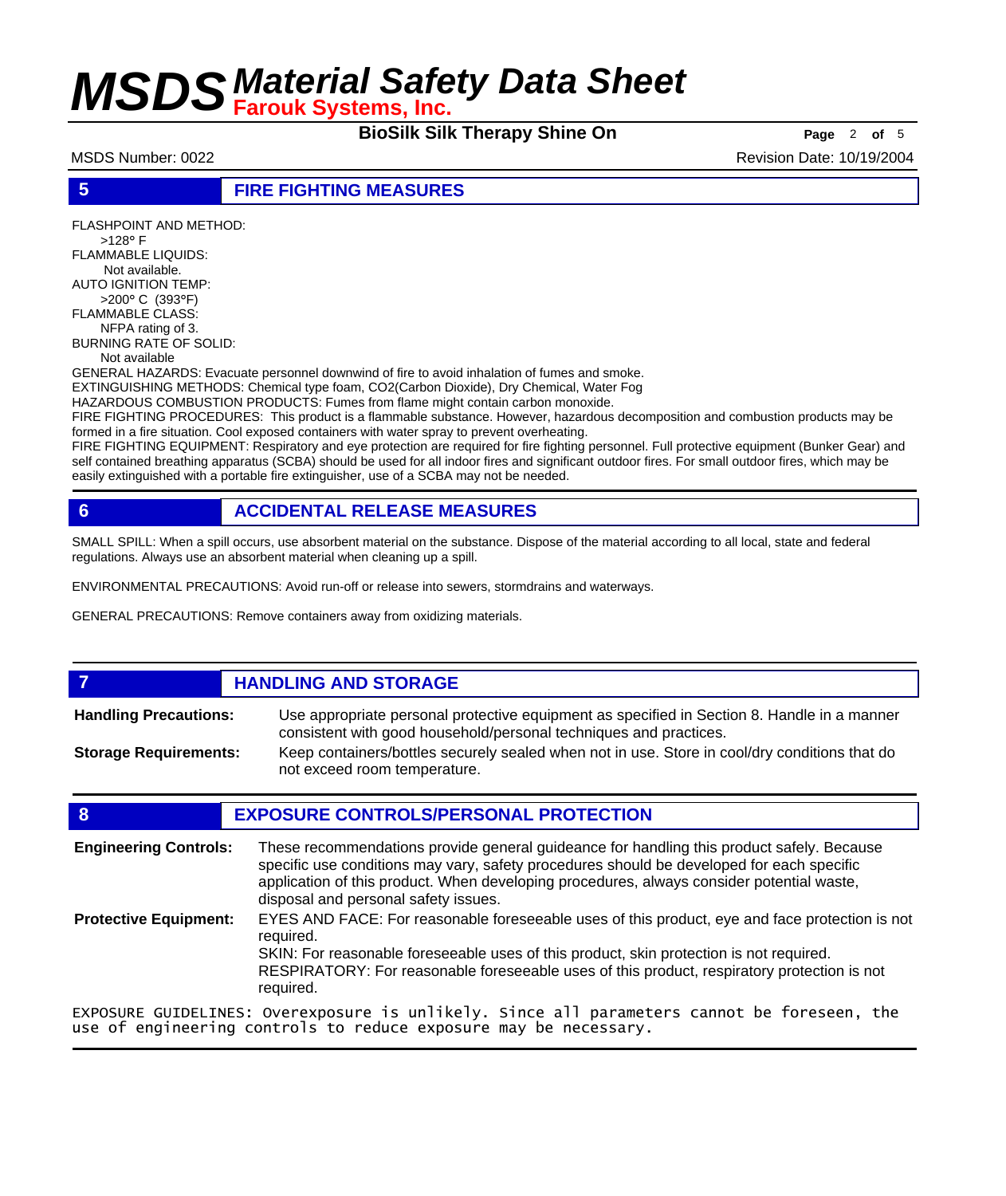## 5 FIRE FIGHTING MEASURES

FLASHPOINT AND METHOD:
>128° F

FLAMMABLE LIQUIDS:
Not available.

AUTO IGNITION TEMP:
>200° C (393°F)

FLAMMABLE CLASS:
NFPA rating of 3.

BURNING RATE OF SOLID:
Not available

GENERAL HAZARDS: Evacuate personnel downwind of fire to avoid inhalation of fumes and smoke.

EXTINGUISHING METHODS: Chemical type foam, CO2(Carbon Dioxide), Dry Chemical, Water Fog

HAZARDOUS COMBUSTION PRODUCTS: Fumes from flame might contain carbon monoxide.

FIRE FIGHTING PROCEDURES: This product is a flammable substance. However, hazardous decomposition and combustion products may be formed in a fire situation. Cool exposed containers with water spray to prevent overheating.

FIRE FIGHTING EQUIPMENT: Respiratory and eye protection are required for fire fighting personnel. Full protective equipment (Bunker Gear) and self contained breathing apparatus (SCBA) should be used for all indoor fires and significant outdoor fires. For small outdoor fires, which may be easily extinguished with a portable fire extinguisher, use of a SCBA may not be needed.

## 6 ACCIDENTAL RELEASE MEASURES

SMALL SPILL: When a spill occurs, use absorbent material on the substance. Dispose of the material according to all local, state and federal regulations. Always use an absorbent material when cleaning up a spill.

ENVIRONMENTAL PRECAUTIONS: Avoid run-off or release into sewers, stormdrains and waterways.

GENERAL PRECAUTIONS: Remove containers away from oxidizing materials.

## 7 HANDLING AND STORAGE

**Handling Precautions:** Use appropriate personal protective equipment as specified in Section 8. Handle in a manner consistent with good household/personal techniques and practices.

**Storage Requirements:** Keep containers/bottles securely sealed when not in use. Store in cool/dry conditions that do not exceed room temperature.

## 8 EXPOSURE CONTROLS/PERSONAL PROTECTION

**Engineering Controls:** These recommendations provide general guideance for handling this product safely. Because specific use conditions may vary, safety procedures should be developed for each specific application of this product. When developing procedures, always consider potential waste, disposal and personal safety issues.

**Protective Equipment:** EYES AND FACE: For reasonable foreseeable uses of this product, eye and face protection is not required.
SKIN: For reasonable foreseeable uses of this product, skin protection is not required.
RESPIRATORY: For reasonable foreseeable uses of this product, respiratory protection is not required.

EXPOSURE GUIDELINES: Overexposure is unlikely. Since all parameters cannot be foreseen, the use of engineering controls to reduce exposure may be necessary.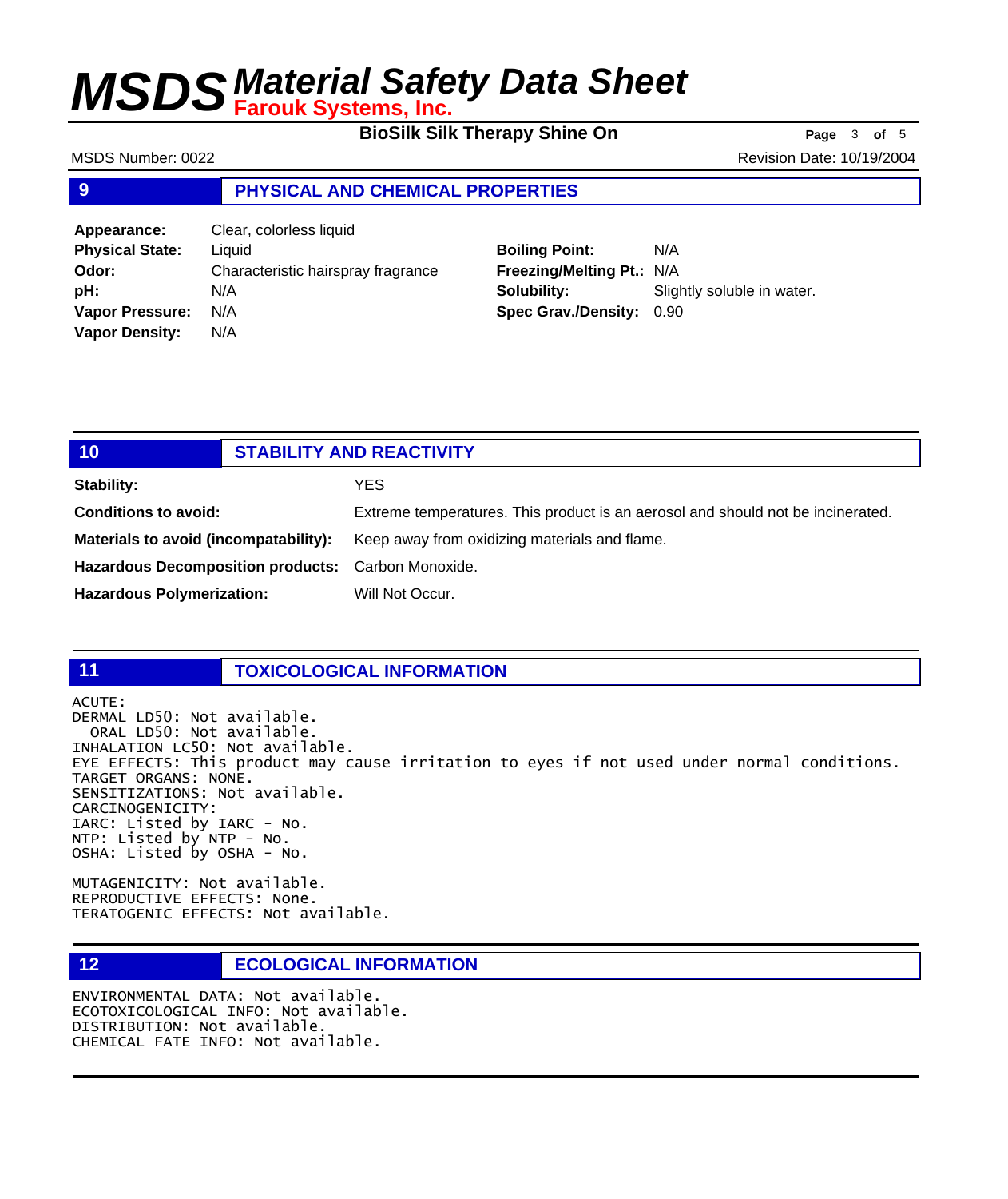## 9 PHYSICAL AND CHEMICAL PROPERTIES

| | | | |
|---|---|---|---|
| **Appearance:** | Clear, colorless liquid | | |
| **Physical State:** | Liquid | **Boiling Point:** | N/A |
| **Odor:** | Characteristic hairspray fragrance | **Freezing/Melting Pt.:** | N/A |
| **pH:** | N/A | **Solubility:** | Slightly soluble in water. |
| **Vapor Pressure:** | N/A | **Spec Grav./Density:** | 0.90 |
| **Vapor Density:** | N/A | | |

## 10 STABILITY AND REACTIVITY

**Stability:** YES

**Conditions to avoid:** Extreme temperatures. This product is an aerosol and should not be incinerated.

**Materials to avoid (incompatability):** Keep away from oxidizing materials and flame.

**Hazardous Decomposition products:** Carbon Monoxide.

**Hazardous Polymerization:** Will Not Occur.

## 11 TOXICOLOGICAL INFORMATION

ACUTE:
DERMAL LD50: Not available.
ORAL LD50: Not available.
INHALATION LC50: Not available.
EYE EFFECTS: This product may cause irritation to eyes if not used under normal conditions.
TARGET ORGANS: NONE.
SENSITIZATIONS: Not available.
CARCINOGENICITY:
IARC: Listed by IARC - No.
NTP: Listed by NTP - No.
OSHA: Listed by OSHA - No.

MUTAGENICITY: Not available.
REPRODUCTIVE EFFECTS: None.
TERATOGENIC EFFECTS: Not available.

## 12 ECOLOGICAL INFORMATION

ENVIRONMENTAL DATA: Not available.
ECOTOXICOLOGICAL INFO: Not available.
DISTRIBUTION: Not available.
CHEMICAL FATE INFO: Not available.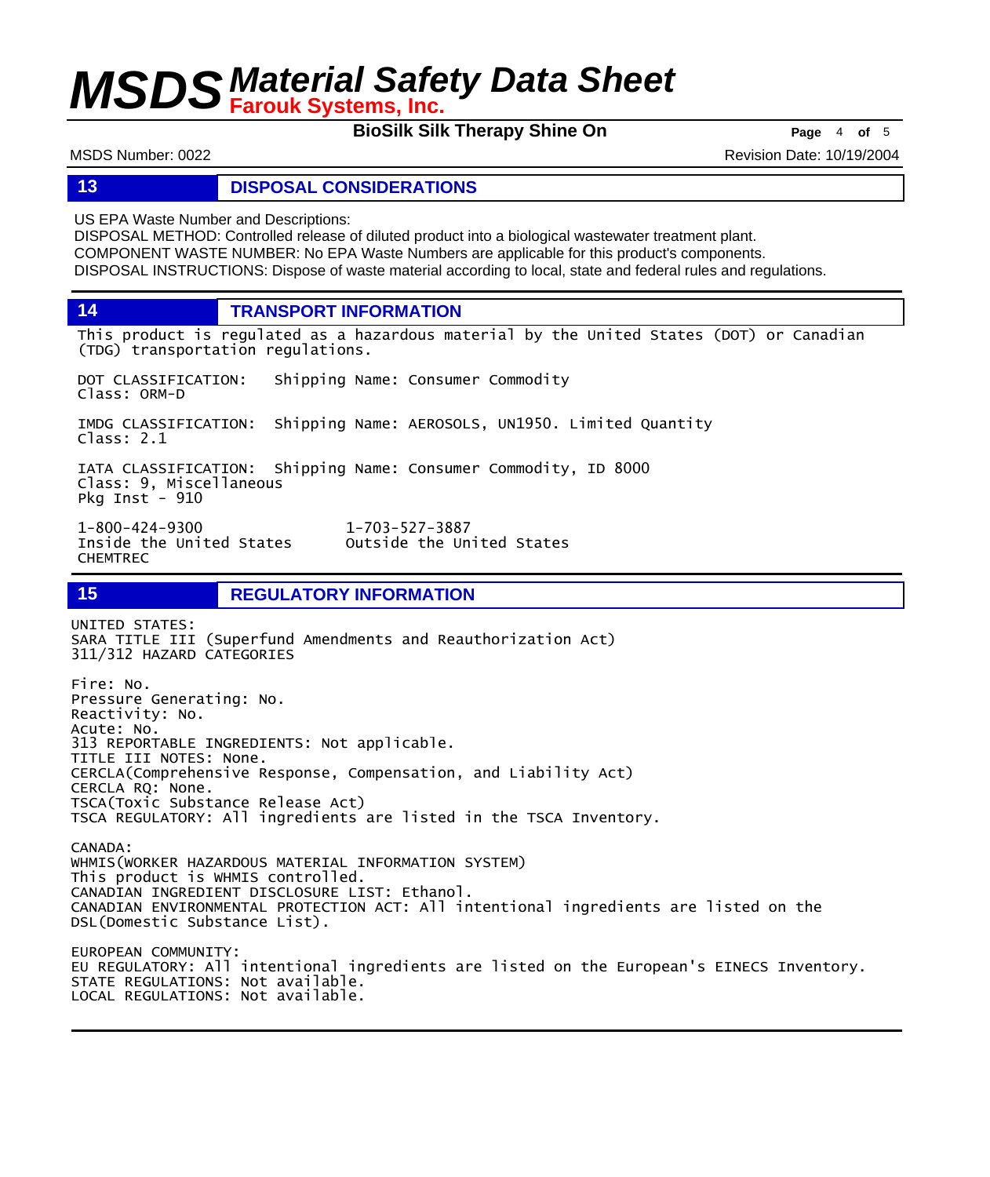## 13 DISPOSAL CONSIDERATIONS

US EPA Waste Number and Descriptions:
DISPOSAL METHOD: Controlled release of diluted product into a biological wastewater treatment plant.
COMPONENT WASTE NUMBER: No EPA Waste Numbers are applicable for this product's components.
DISPOSAL INSTRUCTIONS: Dispose of waste material according to local, state and federal rules and regulations.

## 14 TRANSPORT INFORMATION

This product is regulated as a hazardous material by the United States (DOT) or Canadian (TDG) transportation regulations.

DOT CLASSIFICATION: Shipping Name: Consumer Commodity
Class: ORM-D

IMDG CLASSIFICATION: Shipping Name: AEROSOLS, UN1950. Limited Quantity
Class: 2.1

IATA CLASSIFICATION: Shipping Name: Consumer Commodity, ID 8000
Class: 9, Miscellaneous
Pkg Inst - 910

| CHEMTREC | |
|---|---|
| 1-800-424-9300 | 1-703-527-3887 |
| Inside the United States | Outside the United States |

## 15 REGULATORY INFORMATION

UNITED STATES:
SARA TITLE III (Superfund Amendments and Reauthorization Act)
311/312 HAZARD CATEGORIES

Fire: No.
Pressure Generating: No.
Reactivity: No.
Acute: No.
313 REPORTABLE INGREDIENTS: Not applicable.
TITLE III NOTES: None.
CERCLA(Comprehensive Response, Compensation, and Liability Act)
CERCLA RQ: None.
TSCA(Toxic Substance Release Act)
TSCA REGULATORY: All ingredients are listed in the TSCA Inventory.

CANADA:
WHMIS(WORKER HAZARDOUS MATERIAL INFORMATION SYSTEM)
This product is WHMIS controlled.
CANADIAN INGREDIENT DISCLOSURE LIST: Ethanol.
CANADIAN ENVIRONMENTAL PROTECTION ACT: All intentional ingredients are listed on the DSL(Domestic Substance List).

EUROPEAN COMMUNITY:
EU REGULATORY: All intentional ingredients are listed on the European's EINECS Inventory.
STATE REGULATIONS: Not available.
LOCAL REGULATIONS: Not available.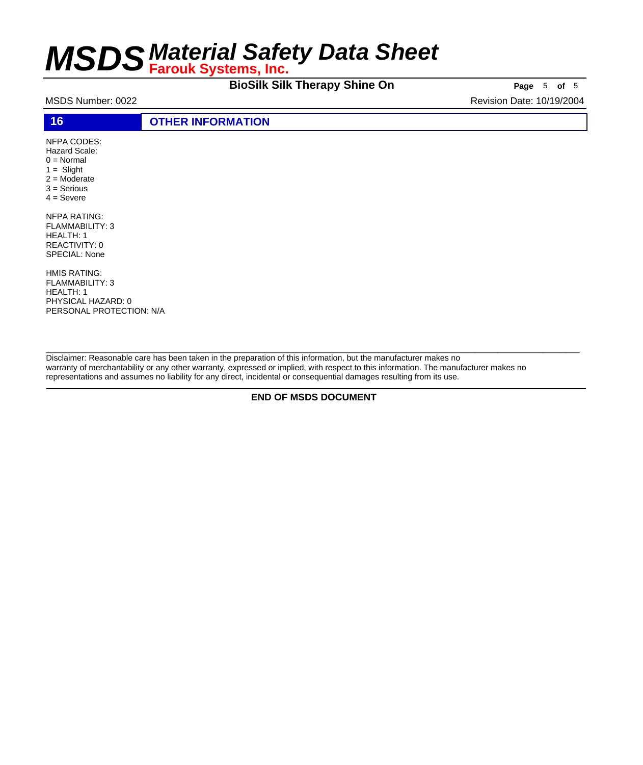## 16 OTHER INFORMATION

NFPA CODES:
Hazard Scale:
0 = Normal
1 = Slight
2 = Moderate
3 = Serious
4 = Severe

NFPA RATING:
FLAMMABILITY: 3
HEALTH: 1
REACTIVITY: 0
SPECIAL: None

HMIS RATING:
FLAMMABILITY: 3
HEALTH: 1
PHYSICAL HAZARD: 0
PERSONAL PROTECTION: N/A

---

Disclaimer: Reasonable care has been taken in the preparation of this information, but the manufacturer makes no warranty of merchantability or any other warranty, expressed or implied, with respect to this information. The manufacturer makes no representations and assumes no liability for any direct, incidental or consequential damages resulting from its use.

---

**END OF MSDS DOCUMENT**